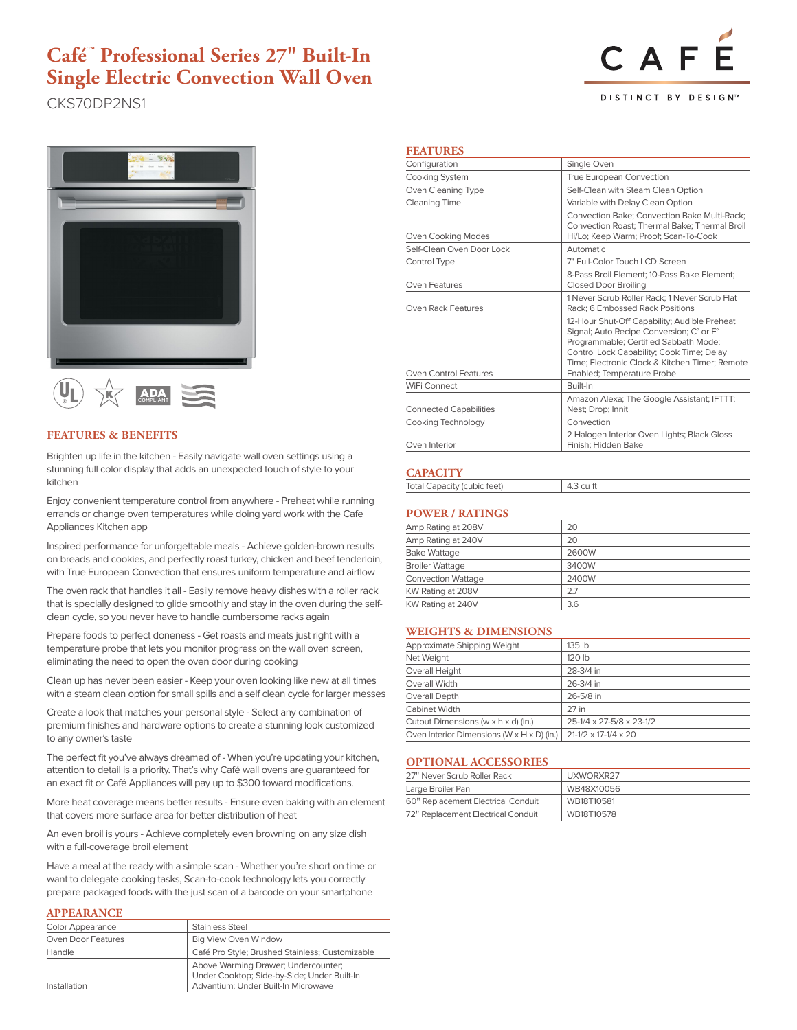# Café™ Professional Series 27" Built-In Single Electric Convection Wall Oven

CKS70DP2NS1

CAFÉ
DISTINCT BY DESIGN™

## FEATURES & BENEFITS

Brighten up life in the kitchen - Easily navigate wall oven settings using a stunning full color display that adds an unexpected touch of style to your kitchen

Enjoy convenient temperature control from anywhere - Preheat while running errands or change oven temperatures while doing yard work with the Cafe Appliances Kitchen app

Inspired performance for unforgettable meals - Achieve golden-brown results on breads and cookies, and perfectly roast turkey, chicken and beef tenderloin, with True European Convection that ensures uniform temperature and airflow

The oven rack that handles it all - Easily remove heavy dishes with a roller rack that is specially designed to glide smoothly and stay in the oven during the self-clean cycle, so you never have to handle cumbersome racks again

Prepare foods to perfect doneness - Get roasts and meats just right with a temperature probe that lets you monitor progress on the wall oven screen, eliminating the need to open the oven door during cooking

Clean up has never been easier - Keep your oven looking like new at all times with a steam clean option for small spills and a self clean cycle for larger messes

Create a look that matches your personal style - Select any combination of premium finishes and hardware options to create a stunning look customized to any owner's taste

The perfect fit you've always dreamed of - When you're updating your kitchen, attention to detail is a priority. That's why Café wall ovens are guaranteed for an exact fit or Café Appliances will pay up to $300 toward modifications.

More heat coverage means better results - Ensure even baking with an element that covers more surface area for better distribution of heat

An even broil is yours - Achieve completely even browning on any size dish with a full-coverage broil element

Have a meal at the ready with a simple scan - Whether you're short on time or want to delegate cooking tasks, Scan-to-cook technology lets you correctly prepare packaged foods with the just scan of a barcode on your smartphone

## APPEARANCE

| | |
|---|---|
| Color Appearance | Stainless Steel |
| Oven Door Features | Big View Oven Window |
| Handle | Café Pro Style; Brushed Stainless; Customizable |
| Installation | Above Warming Drawer; Undercounter; Under Cooktop; Side-by-Side; Under Built-In Advantium; Under Built-In Microwave |

## FEATURES

| | |
|---|---|
| Configuration | Single Oven |
| Cooking System | True European Convection |
| Oven Cleaning Type | Self-Clean with Steam Clean Option |
| Cleaning Time | Variable with Delay Clean Option |
| Oven Cooking Modes | Convection Bake; Convection Bake Multi-Rack; Convection Roast; Thermal Bake; Thermal Broil Hi/Lo; Keep Warm; Proof; Scan-To-Cook |
| Self-Clean Oven Door Lock | Automatic |
| Control Type | 7" Full-Color Touch LCD Screen |
| Oven Features | 8-Pass Broil Element; 10-Pass Bake Element; Closed Door Broiling |
| Oven Rack Features | 1 Never Scrub Roller Rack; 1 Never Scrub Flat Rack; 6 Embossed Rack Positions |
| Oven Control Features | 12-Hour Shut-Off Capability; Audible Preheat Signal; Auto Recipe Conversion; C° or F° Programmable; Certified Sabbath Mode; Control Lock Capability; Cook Time; Delay Time; Electronic Clock & Kitchen Timer; Remote Enabled; Temperature Probe |
| WiFi Connect | Built-In |
| Connected Capabilities | Amazon Alexa; The Google Assistant; IFTTT; Nest; Drop; Innit |
| Cooking Technology | Convection |
| Oven Interior | 2 Halogen Interior Oven Lights; Black Gloss Finish; Hidden Bake |

## CAPACITY

| | |
|---|---|
| Total Capacity (cubic feet) | 4.3 cu ft |

## POWER / RATINGS

| | |
|---|---|
| Amp Rating at 208V | 20 |
| Amp Rating at 240V | 20 |
| Bake Wattage | 2600W |
| Broiler Wattage | 3400W |
| Convection Wattage | 2400W |
| KW Rating at 208V | 2.7 |
| KW Rating at 240V | 3.6 |

## WEIGHTS & DIMENSIONS

| | |
|---|---|
| Approximate Shipping Weight | 135 lb |
| Net Weight | 120 lb |
| Overall Height | 28-3/4 in |
| Overall Width | 26-3/4 in |
| Overall Depth | 26-5/8 in |
| Cabinet Width | 27 in |
| Cutout Dimensions (w x h x d) (in.) | 25-1/4 x 27-5/8 x 23-1/2 |
| Oven Interior Dimensions (W x H x D) (in.) | 21-1/2 x 17-1/4 x 20 |

## OPTIONAL ACCESSORIES

| | |
|---|---|
| 27" Never Scrub Roller Rack | UXWORXR27 |
| Large Broiler Pan | WB48X10056 |
| 60" Replacement Electrical Conduit | WB18T10581 |
| 72" Replacement Electrical Conduit | WB18T10578 |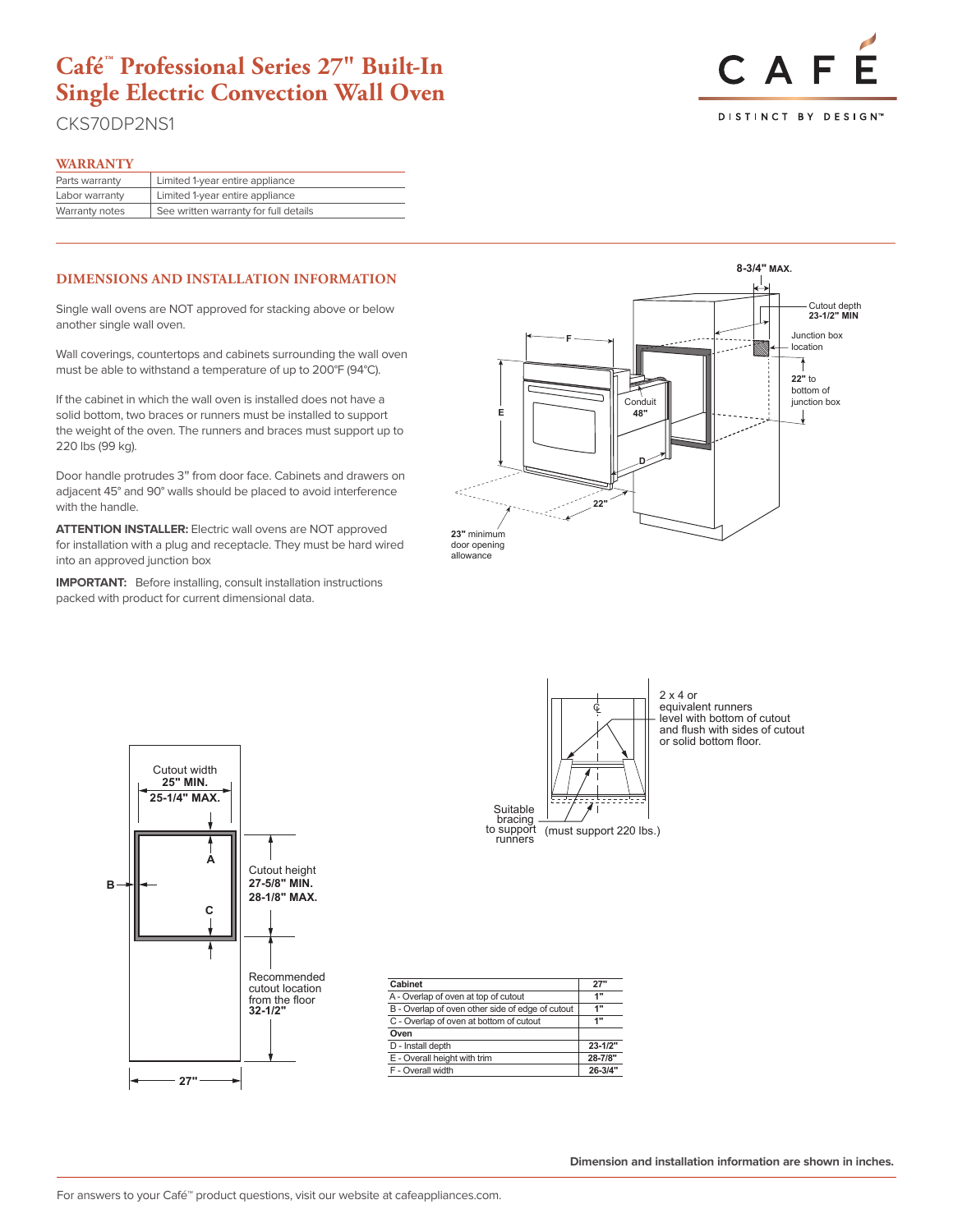# Café™ Professional Series 27" Built-In Single Electric Convection Wall Oven

CKS70DP2NS1

## WARRANTY

| Parts warranty | Limited 1-year entire appliance |
|---|---|
| Labor warranty | Limited 1-year entire appliance |
| Warranty notes | See written warranty for full details |

## DIMENSIONS AND INSTALLATION INFORMATION

Single wall ovens are NOT approved for stacking above or below another single wall oven.

Wall coverings, countertops and cabinets surrounding the wall oven must be able to withstand a temperature of up to 200°F (94°C).

If the cabinet in which the wall oven is installed does not have a solid bottom, two braces or runners must be installed to support the weight of the oven. The runners and braces must support up to 220 lbs (99 kg).

Door handle protrudes 3" from door face. Cabinets and drawers on adjacent 45° and 90° walls should be placed to avoid interference with the handle.

**ATTENTION INSTALLER:** Electric wall ovens are NOT approved for installation with a plug and receptacle. They must be hard wired into an approved junction box

**IMPORTANT:** Before installing, consult installation instructions packed with product for current dimensional data.

8-3/4" MAX.

Cutout depth **23-1/2" MIN**

Junction box location

**22"** to bottom of junction box

Conduit **48"**

**23"** minimum door opening allowance

22"

2 x 4 or equivalent runners level with bottom of cutout and flush with sides of cutout or solid bottom floor.

Suitable bracing to support runners (must support 220 lbs.)

Cutout width **25" MIN.** **25-1/4" MAX.**

Cutout height **27-5/8" MIN.** **28-1/8" MAX.**

Recommended cutout location from the floor **32-1/2"**

27"

| Cabinet | 27" |
|---|---|
| A - Overlap of oven at top of cutout | 1" |
| B - Overlap of oven other side of edge of cutout | 1" |
| C - Overlap of oven at bottom of cutout | 1" |
| **Oven** | |
| D - Install depth | 23-1/2" |
| E - Overall height with trim | 28-7/8" |
| F - Overall width | 26-3/4" |

**Dimension and installation information are shown in inches.**

For answers to your Café™ product questions, visit our website at cafeappliances.com.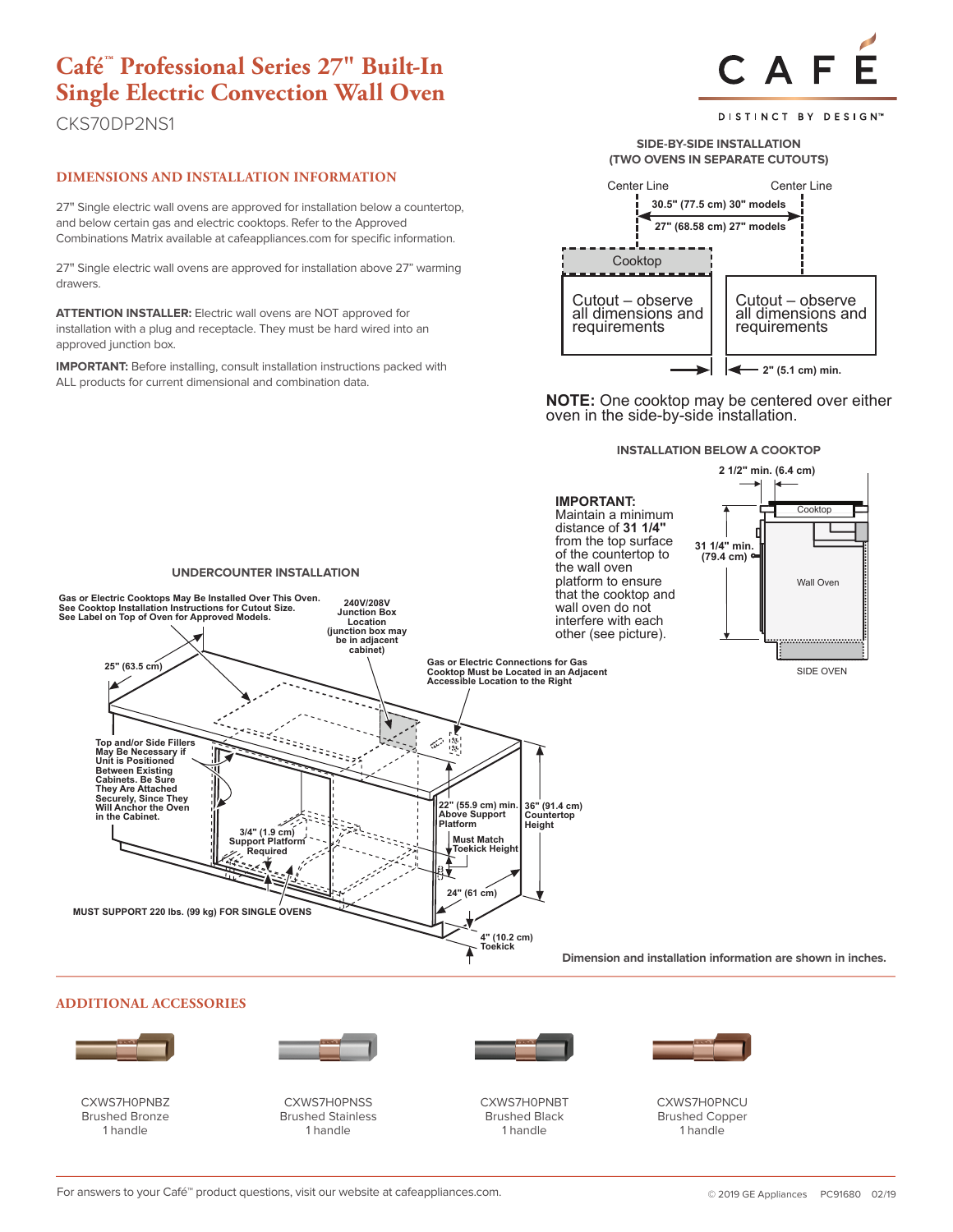# Café™ Professional Series 27" Built-In Single Electric Convection Wall Oven

CKS70DP2NS1

CAFÉ

DISTINCT BY DESIGN™

## DIMENSIONS AND INSTALLATION INFORMATION

27" Single electric wall ovens are approved for installation below a countertop, and below certain gas and electric cooktops. Refer to the Approved Combinations Matrix available at cafeappliances.com for specific information.

27" Single electric wall ovens are approved for installation above 27" warming drawers.

**ATTENTION INSTALLER:** Electric wall ovens are NOT approved for installation with a plug and receptacle. They must be hard wired into an approved junction box.

**IMPORTANT:** Before installing, consult installation instructions packed with ALL products for current dimensional and combination data.

### SIDE-BY-SIDE INSTALLATION (TWO OVENS IN SEPARATE CUTOUTS)

Center Line

Center Line

30.5" (77.5 cm) 30" models

27" (68.58 cm) 27" models

Cooktop

Cutout – observe all dimensions and requirements

Cutout – observe all dimensions and requirements

2" (5.1 cm) min.

**NOTE:** One cooktop may be centered over either oven in the side-by-side installation.

### INSTALLATION BELOW A COOKTOP

**IMPORTANT:** Maintain a minimum distance of **31 1/4"** from the top surface of the countertop to the wall oven platform to ensure that the cooktop and wall oven do not interfere with each other (see picture).

2 1/2" min. (6.4 cm)

Cooktop

31 1/4" min. (79.4 cm)

Wall Oven

SIDE OVEN

### UNDERCOUNTER INSTALLATION

Gas or Electric Cooktops May Be Installed Over This Oven. See Cooktop Installation Instructions for Cutout Size. See Label on Top of Oven for Approved Models.

240V/208V Junction Box Location (junction box may be in adjacent cabinet)

25" (63.5 cm)

Gas or Electric Connections for Gas Cooktop Must be Located in an Adjacent Accessible Location to the Right

Top and/or Side Fillers May Be Necessary if Unit is Positioned Between Existing Cabinets. Be Sure They Are Attached Securely, Since They Will Anchor the Oven in the Cabinet.

22" (55.9 cm) min. Above Support Platform

36" (91.4 cm) Countertop Height

3/4" (1.9 cm) Support Platform Required

Must Match Toekick Height

24" (61 cm)

MUST SUPPORT 220 lbs. (99 kg) FOR SINGLE OVENS

4" (10.2 cm) Toekick

Dimension and installation information are shown in inches.

## ADDITIONAL ACCESSORIES

CXWS7H0PNBZ
Brushed Bronze
1 handle

CXWS7H0PNSS
Brushed Stainless
1 handle

CXWS7H0PNBT
Brushed Black
1 handle

CXWS7H0PNCU
Brushed Copper
1 handle

For answers to your Café™ product questions, visit our website at cafeappliances.com.

© 2019 GE Appliances PC91680 02/19